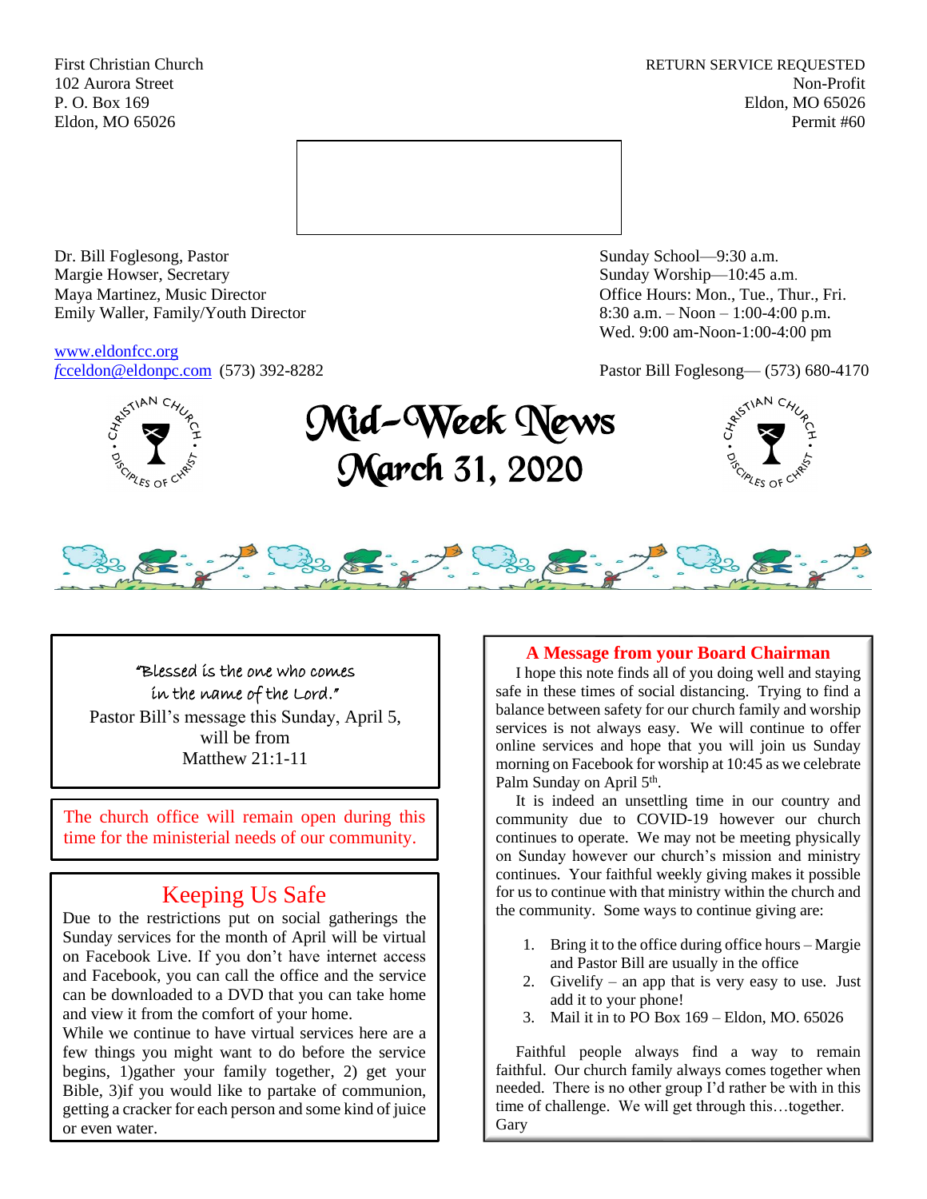First Christian Church
102 Aurora Street
P. O. Box 169
Eldon, MO 65026

RETURN SERVICE REQUESTED
Non-Profit
Eldon, MO 65026
Permit #60

Dr. Bill Foglesong, Pastor
Margie Howser, Secretary
Maya Martinez, Music Director
Emily Waller, Family/Youth Director

www.eldonfcc.org
fcceldon@eldonpc.com (573) 392-8282

Sunday School—9:30 a.m.
Sunday Worship—10:45 a.m.
Office Hours: Mon., Tue., Thur., Fri.
8:30 a.m. – Noon – 1:00-4:00 p.m.
Wed. 9:00 am-Noon-1:00-4:00 pm

Pastor Bill Foglesong— (573) 680-4170

# Mid-Week News
# March 31, 2020

"Blessed is the one who comes in the name of the Lord."
Pastor Bill's message this Sunday, April 5, will be from Matthew 21:1-11

The church office will remain open during this time for the ministerial needs of our community.

## Keeping Us Safe

Due to the restrictions put on social gatherings the Sunday services for the month of April will be virtual on Facebook Live. If you don't have internet access and Facebook, you can call the office and the service can be downloaded to a DVD that you can take home and view it from the comfort of your home.
While we continue to have virtual services here are a few things you might want to do before the service begins, 1)gather your family together, 2) get your Bible, 3)if you would like to partake of communion, getting a cracker for each person and some kind of juice or even water.

## A Message from your Board Chairman

I hope this note finds all of you doing well and staying safe in these times of social distancing. Trying to find a balance between safety for our church family and worship services is not always easy. We will continue to offer online services and hope that you will join us Sunday morning on Facebook for worship at 10:45 as we celebrate Palm Sunday on April 5th.

It is indeed an unsettling time in our country and community due to COVID-19 however our church continues to operate. We may not be meeting physically on Sunday however our church's mission and ministry continues. Your faithful weekly giving makes it possible for us to continue with that ministry within the church and the community. Some ways to continue giving are:

1. Bring it to the office during office hours – Margie and Pastor Bill are usually in the office
2. Givelify – an app that is very easy to use. Just add it to your phone!
3. Mail it in to PO Box 169 – Eldon, MO. 65026

Faithful people always find a way to remain faithful. Our church family always comes together when needed. There is no other group I'd rather be with in this time of challenge. We will get through this…together.
Gary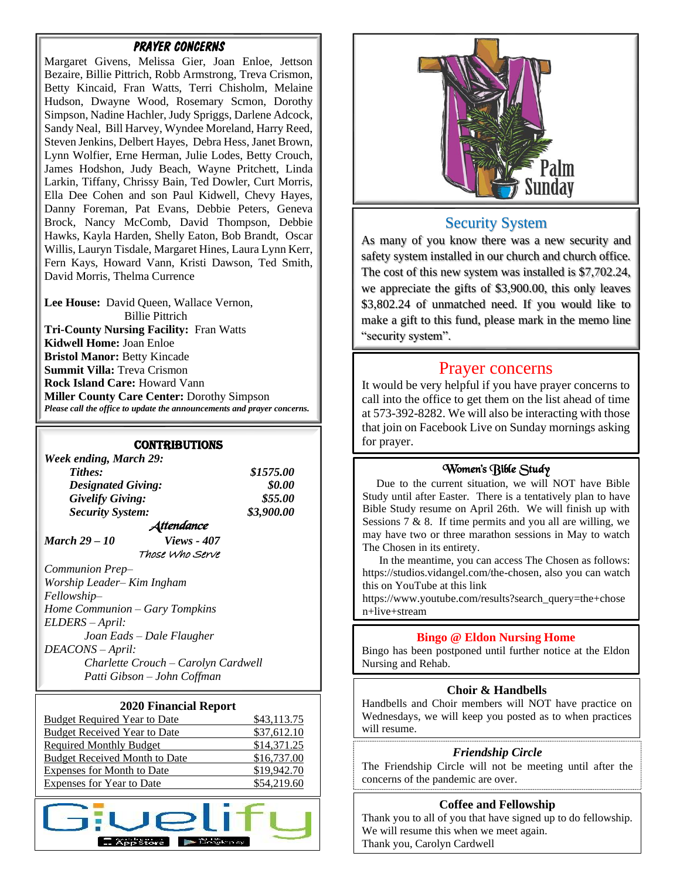## PRAYER CONCERNS

Margaret Givens, Melissa Gier, Joan Enloe, Jettson Bezaire, Billie Pittrich, Robb Armstrong, Treva Crismon, Betty Kincaid, Fran Watts, Terri Chisholm, Melaine Hudson, Dwayne Wood, Rosemary Scmon, Dorothy Simpson, Nadine Hachler, Judy Spriggs, Darlene Adcock, Sandy Neal, Bill Harvey, Wyndee Moreland, Harry Reed, Steven Jenkins, Delbert Hayes, Debra Hess, Janet Brown, Lynn Wolfier, Erne Herman, Julie Lodes, Betty Crouch, James Hodshon, Judy Beach, Wayne Pritchett, Linda Larkin, Tiffany, Chrissy Bain, Ted Dowler, Curt Morris, Ella Dee Cohen and son Paul Kidwell, Chevy Hayes, Danny Foreman, Pat Evans, Debbie Peters, Geneva Brock, Nancy McComb, David Thompson, Debbie Hawks, Kayla Harden, Shelly Eaton, Bob Brandt, Oscar Willis, Lauryn Tisdale, Margaret Hines, Laura Lynn Kerr, Fern Kays, Howard Vann, Kristi Dawson, Ted Smith, David Morris, Thelma Currence

**Lee House:** David Queen, Wallace Vernon, Billie Pittrich
**Tri-County Nursing Facility:** Fran Watts
**Kidwell Home:** Joan Enloe
**Bristol Manor:** Betty Kincade
**Summit Villa:** Treva Crismon
**Rock Island Care:** Howard Vann
**Miller County Care Center:** Dorothy Simpson
***Please call the office to update the announcements and prayer concerns.***

## CONTRIBUTIONS

*Week ending, March 29:*

| | |
|---|---|
| ***Tithes:*** | ***$1575.00*** |
| ***Designated Giving:*** | ***$0.00*** |
| ***Givelify Giving:*** | ***$55.00*** |
| ***Security System:*** | ***$3,900.00*** |

### *Attendance*

*March 29 – 10* *Views - 407*

### *Those Who Serve*

*Communion Prep–*
*Worship Leader– Kim Ingham*
*Fellowship–*
*Home Communion – Gary Tompkins*
*ELDERS – April:*
*Joan Eads – Dale Flaugher*
*DEACONS – April:*
*Charlette Crouch – Carolyn Cardwell*
*Patti Gibson – John Coffman*

## 2020 Financial Report

| | |
|---|---|
| Budget Required Year to Date | $43,113.75 |
| Budget Received Year to Date | $37,612.10 |
| Required Monthly Budget | $14,371.25 |
| Budget Received Month to Date | $16,737.00 |
| Expenses for Month to Date | $19,942.70 |
| Expenses for Year to Date | $54,219.60 |

Givelify

Palm Sunday

## Security System

As many of you know there was a new security and safety system installed in our church and church office. The cost of this new system was installed is $7,702.24, we appreciate the gifts of $3,900.00, this only leaves $3,802.24 of unmatched need. If you would like to make a gift to this fund, please mark in the memo line "security system".

## Prayer concerns

It would be very helpful if you have prayer concerns to call into the office to get them on the list ahead of time at 573-392-8282. We will also be interacting with those that join on Facebook Live on Sunday mornings asking for prayer.

## Women's Bible Study

Due to the current situation, we will NOT have Bible Study until after Easter. There is a tentatively plan to have Bible Study resume on April 26th. We will finish up with Sessions 7 & 8. If time permits and you all are willing, we may have two or three marathon sessions in May to watch The Chosen in its entirety.

In the meantime, you can access The Chosen as follows: https://studios.vidangel.com/the-chosen, also you can watch this on YouTube at this link https://www.youtube.com/results?search_query=the+chosen+live+stream

## Bingo @ Eldon Nursing Home

Bingo has been postponed until further notice at the Eldon Nursing and Rehab.

## Choir & Handbells

Handbells and Choir members will NOT have practice on Wednesdays, we will keep you posted as to when practices will resume.

## *Friendship Circle*

The Friendship Circle will not be meeting until after the concerns of the pandemic are over.

## Coffee and Fellowship

Thank you to all of you that have signed up to do fellowship. We will resume this when we meet again.
Thank you, Carolyn Cardwell